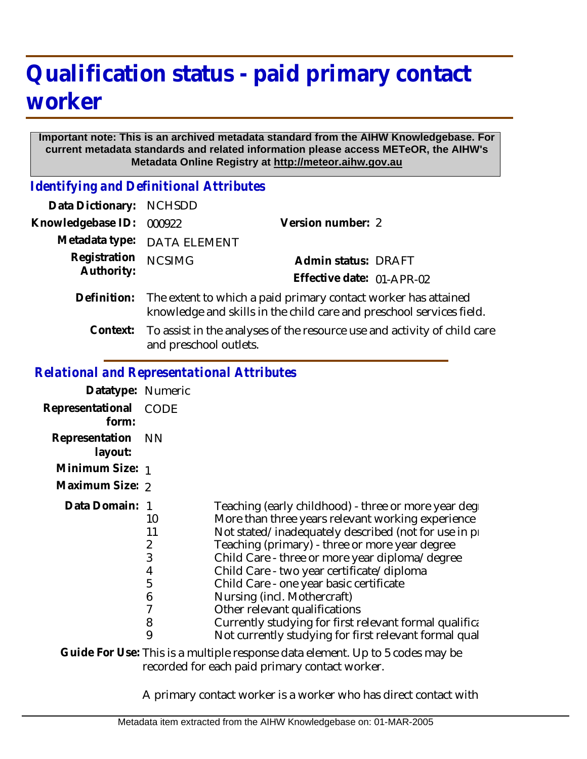# Qualification status - paid primary contact worker

**Important note: This is an archived metadata standard from the AIHW Knowledgebase. For current metadata standards and related information please access METeOR, the AIHW's Metadata Online Registry at http://meteor.aihw.gov.au**

## *Identifying and Definitional Attributes*

**Data Dictionary:** NCHSDD

**Knowledgebase ID:** 000922 **Version number:** 2

**Metadata type:** DATA ELEMENT

**Registration Authority:** NCSIMG **Admin status:** DRAFT

**Effective date:** 01-APR-02

**Definition:** The extent to which a paid primary contact worker has attained knowledge and skills in the child care and preschool services field.

**Context:** To assist in the analyses of the resource use and activity of child care and preschool outlets.

## *Relational and Representational Attributes*

**Datatype:** Numeric

**Representational form:** CODE

**Representation layout:** NN

**Minimum Size:** 1

**Maximum Size:** 2

**Data Domain:**

| | |
|---|---|
| 1 | Teaching (early childhood) - three or more year degr |
| 10 | More than three years relevant working experience |
| 11 | Not stated/inadequately described (not for use in pr |
| 2 | Teaching (primary) - three or more year degree |
| 3 | Child Care - three or more year diploma/degree |
| 4 | Child Care - two year certificate/diploma |
| 5 | Child Care - one year basic certificate |
| 6 | Nursing (incl. Mothercraft) |
| 7 | Other relevant qualifications |
| 8 | Currently studying for first relevant formal qualifica |
| 9 | Not currently studying for first relevant formal qual |

**Guide For Use:** This is a multiple response data element. Up to 5 codes may be recorded for each paid primary contact worker.

A primary contact worker is a worker who has direct contact with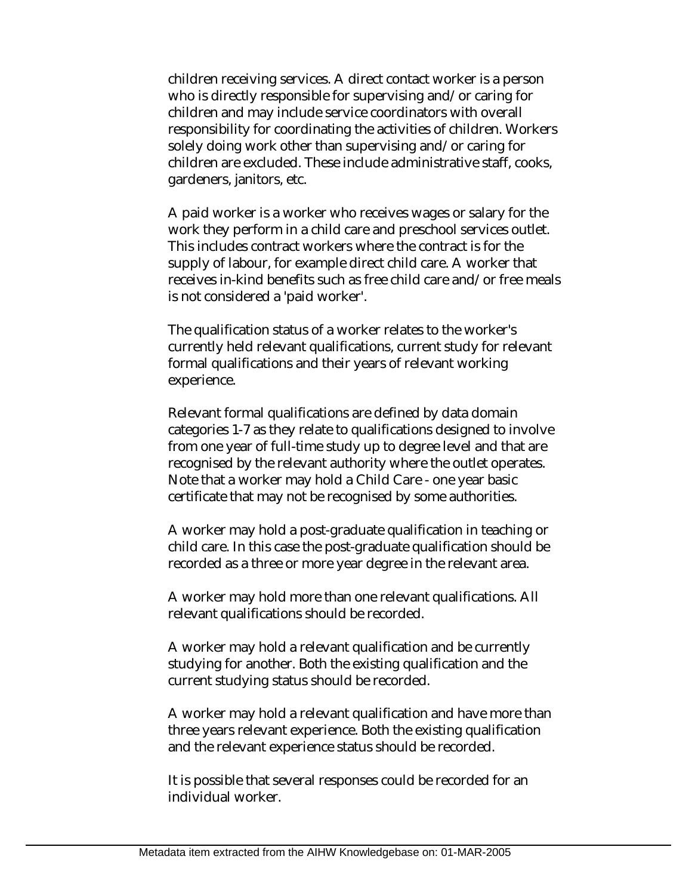children receiving services. A direct contact worker is a person who is directly responsible for supervising and/or caring for children and may include service coordinators with overall responsibility for coordinating the activities of children. Workers solely doing work other than supervising and/or caring for children are excluded. These include administrative staff, cooks, gardeners, janitors, etc.

A paid worker is a worker who receives wages or salary for the work they perform in a child care and preschool services outlet. This includes contract workers where the contract is for the supply of labour, for example direct child care. A worker that receives in-kind benefits such as free child care and/or free meals is not considered a 'paid worker'.

The qualification status of a worker relates to the worker's currently held relevant qualifications, current study for relevant formal qualifications and their years of relevant working experience.

Relevant formal qualifications are defined by data domain categories 1-7 as they relate to qualifications designed to involve from one year of full-time study up to degree level and that are recognised by the relevant authority where the outlet operates. Note that a worker may hold a Child Care - one year basic certificate that may not be recognised by some authorities.

A worker may hold a post-graduate qualification in teaching or child care. In this case the post-graduate qualification should be recorded as a three or more year degree in the relevant area.

A worker may hold more than one relevant qualifications. All relevant qualifications should be recorded.

A worker may hold a relevant qualification and be currently studying for another. Both the existing qualification and the current studying status should be recorded.

A worker may hold a relevant qualification and have more than three years relevant experience. Both the existing qualification and the relevant experience status should be recorded.

It is possible that several responses could be recorded for an individual worker.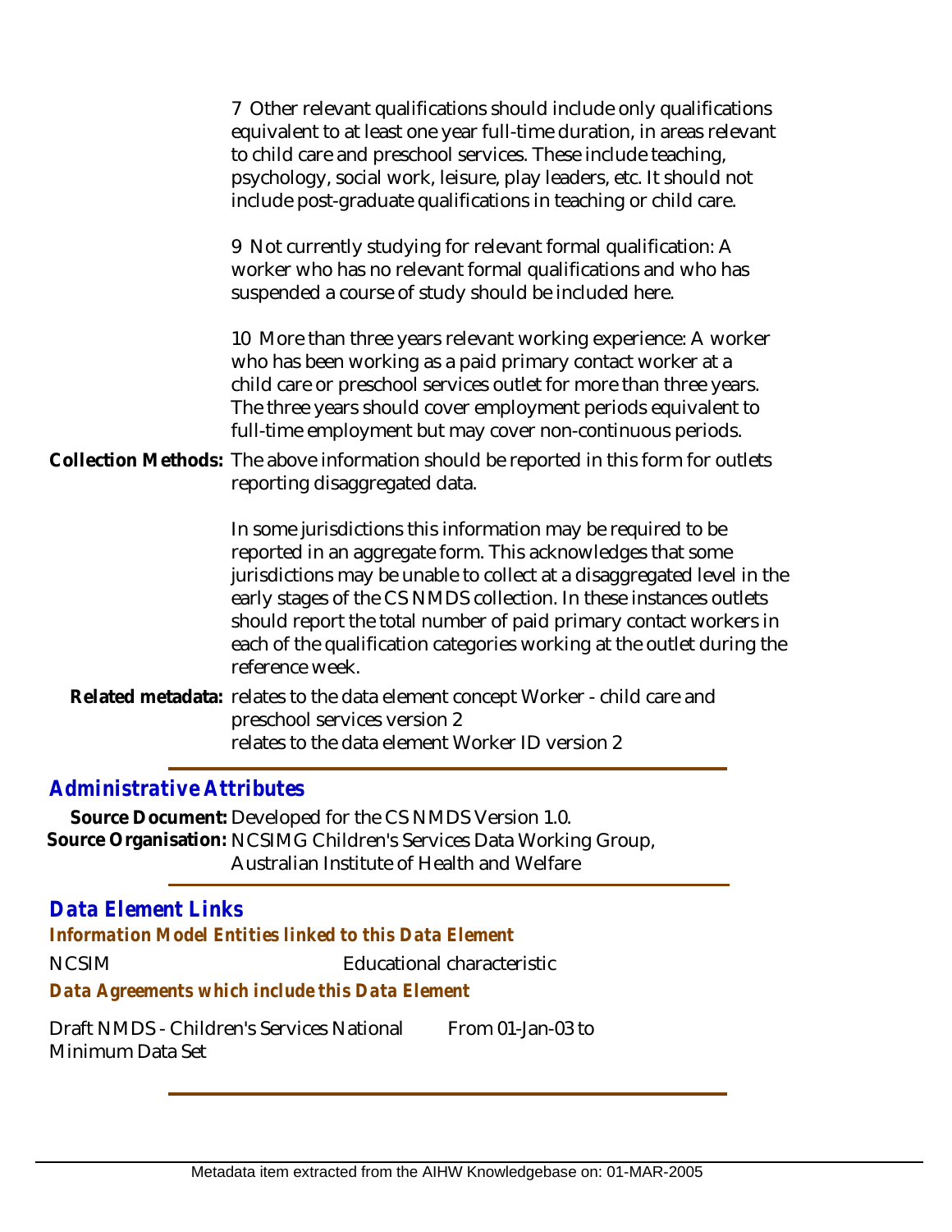7 Other relevant qualifications should include only qualifications equivalent to at least one year full-time duration, in areas relevant to child care and preschool services. These include teaching, psychology, social work, leisure, play leaders, etc. It should not include post-graduate qualifications in teaching or child care.

9 Not currently studying for relevant formal qualification: A worker who has no relevant formal qualifications and who has suspended a course of study should be included here.

10 More than three years relevant working experience: A worker who has been working as a paid primary contact worker at a child care or preschool services outlet for more than three years. The three years should cover employment periods equivalent to full-time employment but may cover non-continuous periods.

**Collection Methods:** The above information should be reported in this form for outlets reporting disaggregated data.

In some jurisdictions this information may be required to be reported in an aggregate form. This acknowledges that some jurisdictions may be unable to collect at a disaggregated level in the early stages of the CS NMDS collection. In these instances outlets should report the total number of paid primary contact workers in each of the qualification categories working at the outlet during the reference week.

**Related metadata:** relates to the data element concept Worker - child care and preschool services version 2
relates to the data element Worker ID version 2

## Administrative Attributes

**Source Document:** Developed for the CS NMDS Version 1.0.

**Source Organisation:** NCSIMG Children's Services Data Working Group, Australian Institute of Health and Welfare

## Data Element Links

### Information Model Entities linked to this Data Element

| | |
|---|---|
| NCSIM | Educational characteristic |

### Data Agreements which include this Data Element

| | |
|---|---|
| Draft NMDS - Children's Services National Minimum Data Set | From 01-Jan-03 to |

Metadata item extracted from the AIHW Knowledgebase on: 01-MAR-2005